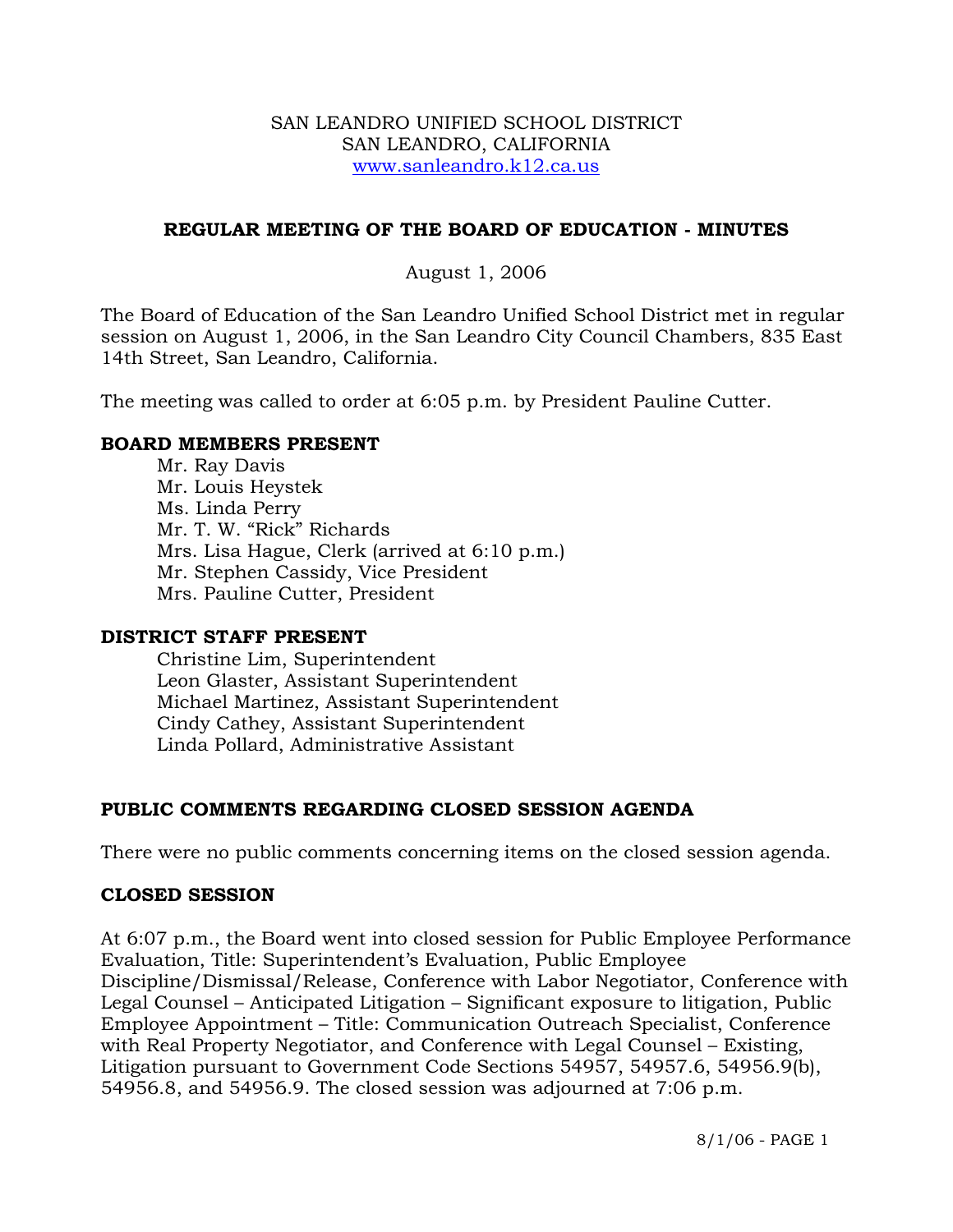SAN LEANDRO UNIFIED SCHOOL DISTRICT
SAN LEANDRO, CALIFORNIA
www.sanleandro.k12.ca.us

## REGULAR MEETING OF THE BOARD OF EDUCATION - MINUTES

August 1, 2006

The Board of Education of the San Leandro Unified School District met in regular session on August 1, 2006, in the San Leandro City Council Chambers, 835 East 14th Street, San Leandro, California.

The meeting was called to order at 6:05 p.m. by President Pauline Cutter.

### BOARD MEMBERS PRESENT

Mr. Ray Davis
Mr. Louis Heystek
Ms. Linda Perry
Mr. T. W. "Rick" Richards
Mrs. Lisa Hague, Clerk (arrived at 6:10 p.m.)
Mr. Stephen Cassidy, Vice President
Mrs. Pauline Cutter, President

### DISTRICT STAFF PRESENT

Christine Lim, Superintendent
Leon Glaster, Assistant Superintendent
Michael Martinez, Assistant Superintendent
Cindy Cathey, Assistant Superintendent
Linda Pollard, Administrative Assistant

### PUBLIC COMMENTS REGARDING CLOSED SESSION AGENDA

There were no public comments concerning items on the closed session agenda.

### CLOSED SESSION

At 6:07 p.m., the Board went into closed session for Public Employee Performance Evaluation, Title: Superintendent's Evaluation, Public Employee Discipline/Dismissal/Release, Conference with Labor Negotiator, Conference with Legal Counsel – Anticipated Litigation – Significant exposure to litigation, Public Employee Appointment – Title: Communication Outreach Specialist, Conference with Real Property Negotiator, and Conference with Legal Counsel – Existing, Litigation pursuant to Government Code Sections 54957, 54957.6, 54956.9(b), 54956.8, and 54956.9. The closed session was adjourned at 7:06 p.m.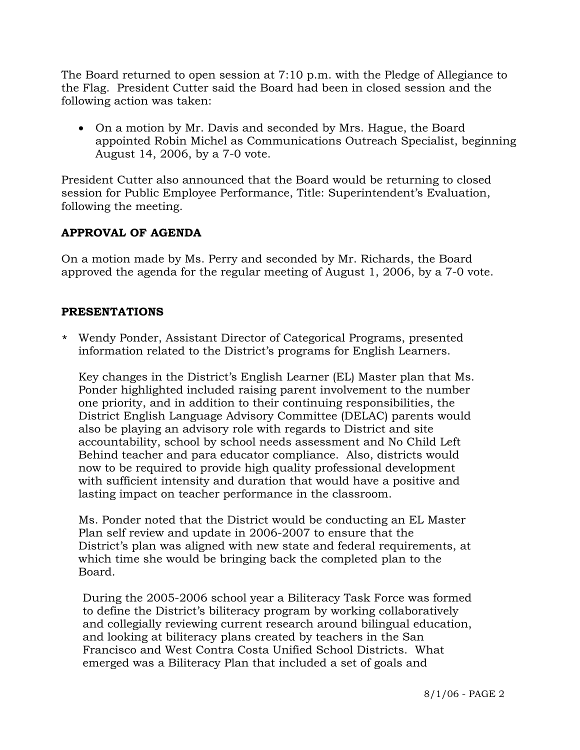The Board returned to open session at 7:10 p.m. with the Pledge of Allegiance to the Flag. President Cutter said the Board had been in closed session and the following action was taken:

- On a motion by Mr. Davis and seconded by Mrs. Hague, the Board appointed Robin Michel as Communications Outreach Specialist, beginning August 14, 2006, by a 7-0 vote.

President Cutter also announced that the Board would be returning to closed session for Public Employee Performance, Title: Superintendent's Evaluation, following the meeting.

**APPROVAL OF AGENDA**

On a motion made by Ms. Perry and seconded by Mr. Richards, the Board approved the agenda for the regular meeting of August 1, 2006, by a 7-0 vote.

**PRESENTATIONS**

\* Wendy Ponder, Assistant Director of Categorical Programs, presented information related to the District's programs for English Learners.

Key changes in the District's English Learner (EL) Master plan that Ms. Ponder highlighted included raising parent involvement to the number one priority, and in addition to their continuing responsibilities, the District English Language Advisory Committee (DELAC) parents would also be playing an advisory role with regards to District and site accountability, school by school needs assessment and No Child Left Behind teacher and para educator compliance. Also, districts would now to be required to provide high quality professional development with sufficient intensity and duration that would have a positive and lasting impact on teacher performance in the classroom.

Ms. Ponder noted that the District would be conducting an EL Master Plan self review and update in 2006-2007 to ensure that the District's plan was aligned with new state and federal requirements, at which time she would be bringing back the completed plan to the Board.

During the 2005-2006 school year a Biliteracy Task Force was formed to define the District's biliteracy program by working collaboratively and collegially reviewing current research around bilingual education, and looking at biliteracy plans created by teachers in the San Francisco and West Contra Costa Unified School Districts. What emerged was a Biliteracy Plan that included a set of goals and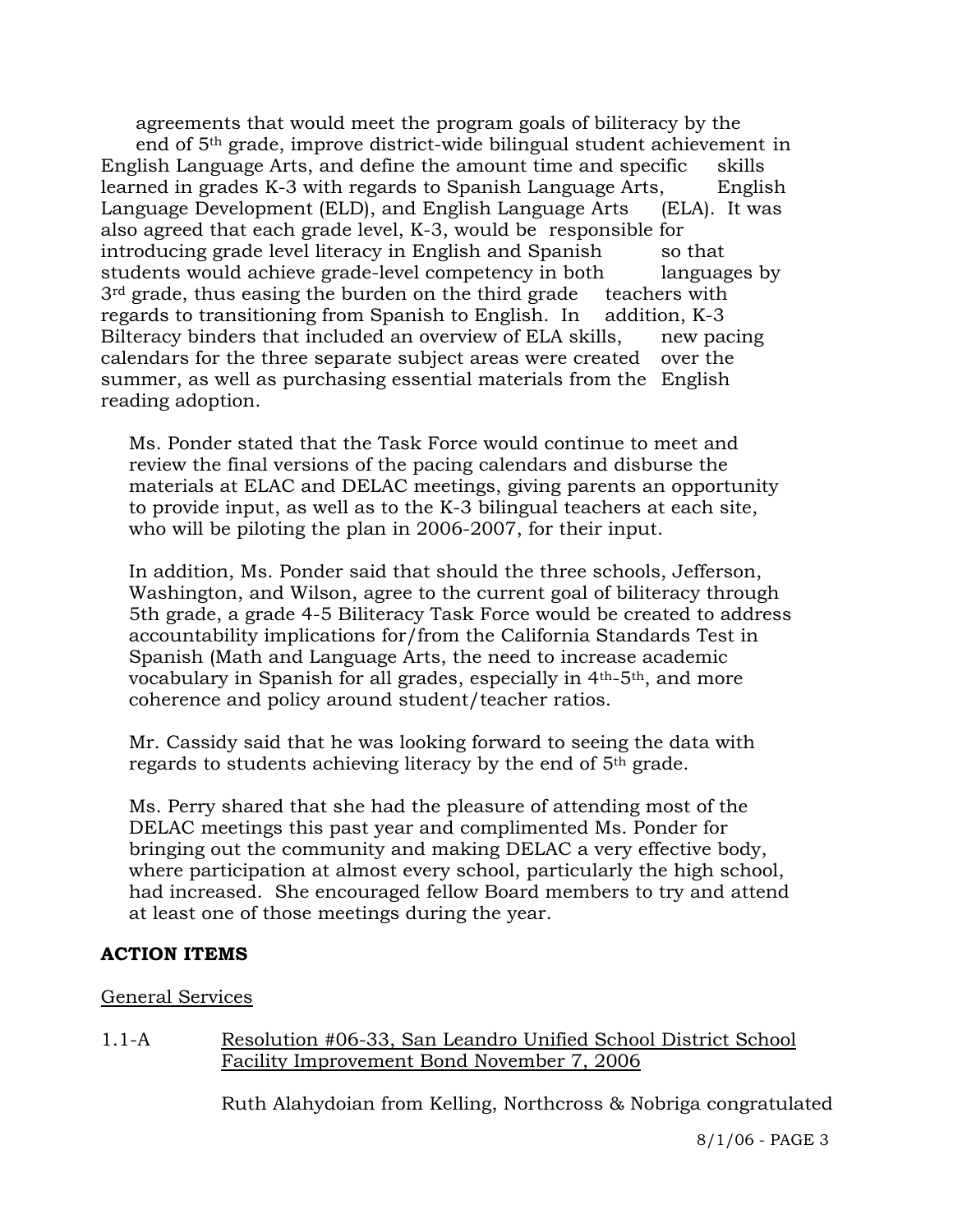agreements that would meet the program goals of biliteracy by the end of 5th grade, improve district-wide bilingual student achievement in English Language Arts, and define the amount time and specific skills learned in grades K-3 with regards to Spanish Language Arts, English Language Development (ELD), and English Language Arts (ELA). It was also agreed that each grade level, K-3, would be responsible for introducing grade level literacy in English and Spanish so that students would achieve grade-level competency in both languages by 3rd grade, thus easing the burden on the third grade teachers with regards to transitioning from Spanish to English. In addition, K-3 Bilteracy binders that included an overview of ELA skills, new pacing calendars for the three separate subject areas were created over the summer, as well as purchasing essential materials from the English reading adoption.

Ms. Ponder stated that the Task Force would continue to meet and review the final versions of the pacing calendars and disburse the materials at ELAC and DELAC meetings, giving parents an opportunity to provide input, as well as to the K-3 bilingual teachers at each site, who will be piloting the plan in 2006-2007, for their input.

In addition, Ms. Ponder said that should the three schools, Jefferson, Washington, and Wilson, agree to the current goal of biliteracy through 5th grade, a grade 4-5 Biliteracy Task Force would be created to address accountability implications for/from the California Standards Test in Spanish (Math and Language Arts, the need to increase academic vocabulary in Spanish for all grades, especially in 4th-5th, and more coherence and policy around student/teacher ratios.

Mr. Cassidy said that he was looking forward to seeing the data with regards to students achieving literacy by the end of 5th grade.

Ms. Perry shared that she had the pleasure of attending most of the DELAC meetings this past year and complimented Ms. Ponder for bringing out the community and making DELAC a very effective body, where participation at almost every school, particularly the high school, had increased. She encouraged fellow Board members to try and attend at least one of those meetings during the year.

## ACTION ITEMS

General Services

1.1-A Resolution #06-33, San Leandro Unified School District School Facility Improvement Bond November 7, 2006

Ruth Alahydoian from Kelling, Northcross & Nobriga congratulated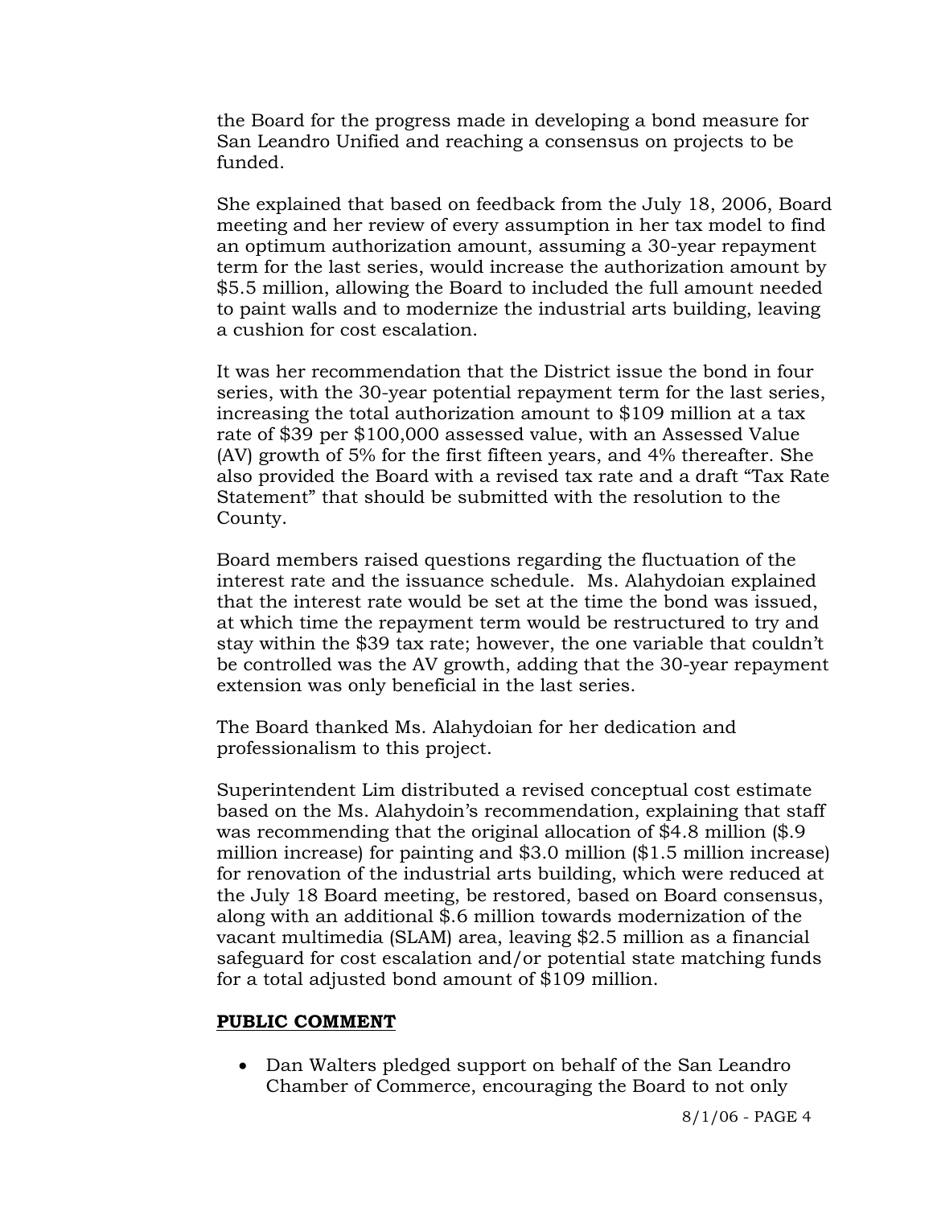the Board for the progress made in developing a bond measure for San Leandro Unified and reaching a consensus on projects to be funded.

She explained that based on feedback from the July 18, 2006, Board meeting and her review of every assumption in her tax model to find an optimum authorization amount, assuming a 30-year repayment term for the last series, would increase the authorization amount by $5.5 million, allowing the Board to included the full amount needed to paint walls and to modernize the industrial arts building, leaving a cushion for cost escalation.

It was her recommendation that the District issue the bond in four series, with the 30-year potential repayment term for the last series, increasing the total authorization amount to $109 million at a tax rate of $39 per $100,000 assessed value, with an Assessed Value (AV) growth of 5% for the first fifteen years, and 4% thereafter. She also provided the Board with a revised tax rate and a draft "Tax Rate Statement" that should be submitted with the resolution to the County.

Board members raised questions regarding the fluctuation of the interest rate and the issuance schedule. Ms. Alahydoian explained that the interest rate would be set at the time the bond was issued, at which time the repayment term would be restructured to try and stay within the $39 tax rate; however, the one variable that couldn't be controlled was the AV growth, adding that the 30-year repayment extension was only beneficial in the last series.

The Board thanked Ms. Alahydoian for her dedication and professionalism to this project.

Superintendent Lim distributed a revised conceptual cost estimate based on the Ms. Alahydoin's recommendation, explaining that staff was recommending that the original allocation of $4.8 million ($.9 million increase) for painting and $3.0 million ($1.5 million increase) for renovation of the industrial arts building, which were reduced at the July 18 Board meeting, be restored, based on Board consensus, along with an additional $.6 million towards modernization of the vacant multimedia (SLAM) area, leaving $2.5 million as a financial safeguard for cost escalation and/or potential state matching funds for a total adjusted bond amount of $109 million.

**PUBLIC COMMENT**

- Dan Walters pledged support on behalf of the San Leandro Chamber of Commerce, encouraging the Board to not only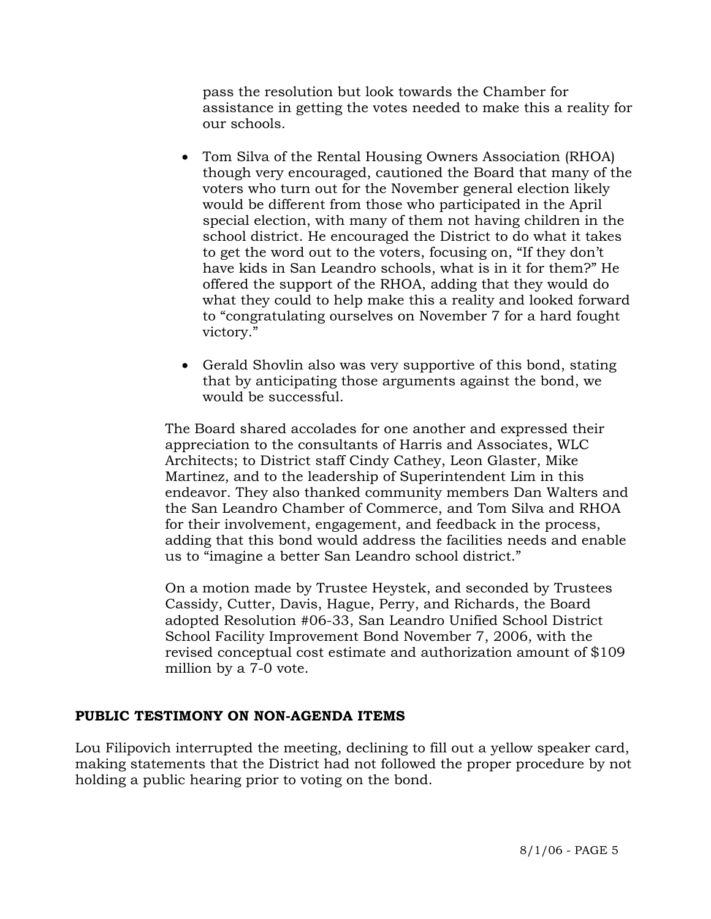pass the resolution but look towards the Chamber for assistance in getting the votes needed to make this a reality for our schools.

- Tom Silva of the Rental Housing Owners Association (RHOA) though very encouraged, cautioned the Board that many of the voters who turn out for the November general election likely would be different from those who participated in the April special election, with many of them not having children in the school district. He encouraged the District to do what it takes to get the word out to the voters, focusing on, "If they don't have kids in San Leandro schools, what is in it for them?" He offered the support of the RHOA, adding that they would do what they could to help make this a reality and looked forward to "congratulating ourselves on November 7 for a hard fought victory."

- Gerald Shovlin also was very supportive of this bond, stating that by anticipating those arguments against the bond, we would be successful.

The Board shared accolades for one another and expressed their appreciation to the consultants of Harris and Associates, WLC Architects; to District staff Cindy Cathey, Leon Glaster, Mike Martinez, and to the leadership of Superintendent Lim in this endeavor. They also thanked community members Dan Walters and the San Leandro Chamber of Commerce, and Tom Silva and RHOA for their involvement, engagement, and feedback in the process, adding that this bond would address the facilities needs and enable us to "imagine a better San Leandro school district."

On a motion made by Trustee Heystek, and seconded by Trustees Cassidy, Cutter, Davis, Hague, Perry, and Richards, the Board adopted Resolution #06-33, San Leandro Unified School District School Facility Improvement Bond November 7, 2006, with the revised conceptual cost estimate and authorization amount of $109 million by a 7-0 vote.

**PUBLIC TESTIMONY ON NON-AGENDA ITEMS**

Lou Filipovich interrupted the meeting, declining to fill out a yellow speaker card, making statements that the District had not followed the proper procedure by not holding a public hearing prior to voting on the bond.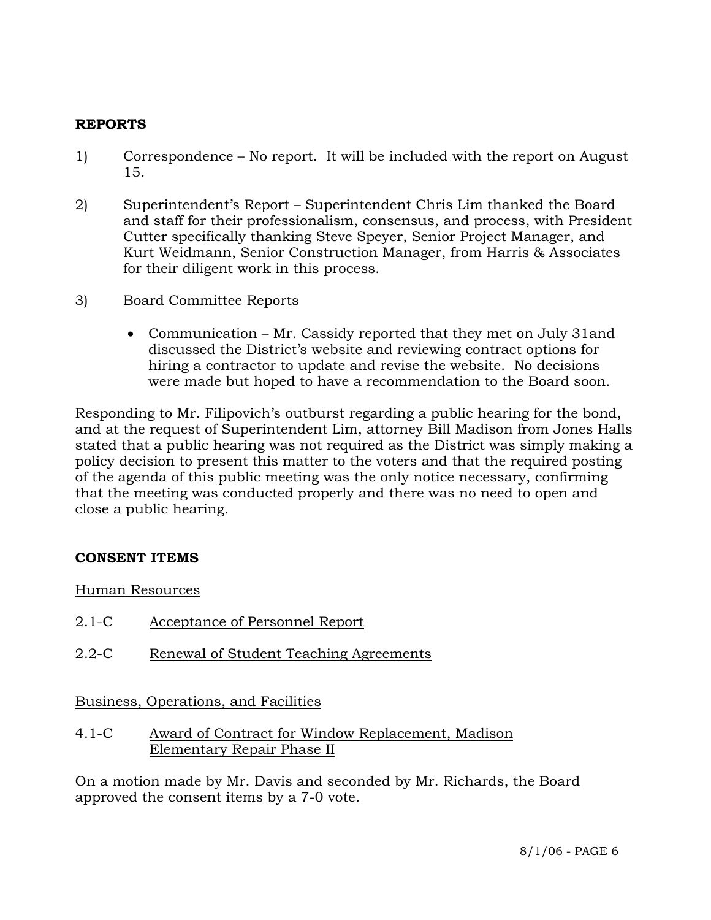**REPORTS**

1) Correspondence – No report. It will be included with the report on August 15.

2) Superintendent's Report – Superintendent Chris Lim thanked the Board and staff for their professionalism, consensus, and process, with President Cutter specifically thanking Steve Speyer, Senior Project Manager, and Kurt Weidmann, Senior Construction Manager, from Harris & Associates for their diligent work in this process.

3) Board Committee Reports

   - Communication – Mr. Cassidy reported that they met on July 31and discussed the District's website and reviewing contract options for hiring a contractor to update and revise the website. No decisions were made but hoped to have a recommendation to the Board soon.

Responding to Mr. Filipovich's outburst regarding a public hearing for the bond, and at the request of Superintendent Lim, attorney Bill Madison from Jones Halls stated that a public hearing was not required as the District was simply making a policy decision to present this matter to the voters and that the required posting of the agenda of this public meeting was the only notice necessary, confirming that the meeting was conducted properly and there was no need to open and close a public hearing.

**CONSENT ITEMS**

Human Resources

2.1-C Acceptance of Personnel Report

2.2-C Renewal of Student Teaching Agreements

Business, Operations, and Facilities

4.1-C Award of Contract for Window Replacement, Madison Elementary Repair Phase II

On a motion made by Mr. Davis and seconded by Mr. Richards, the Board approved the consent items by a 7-0 vote.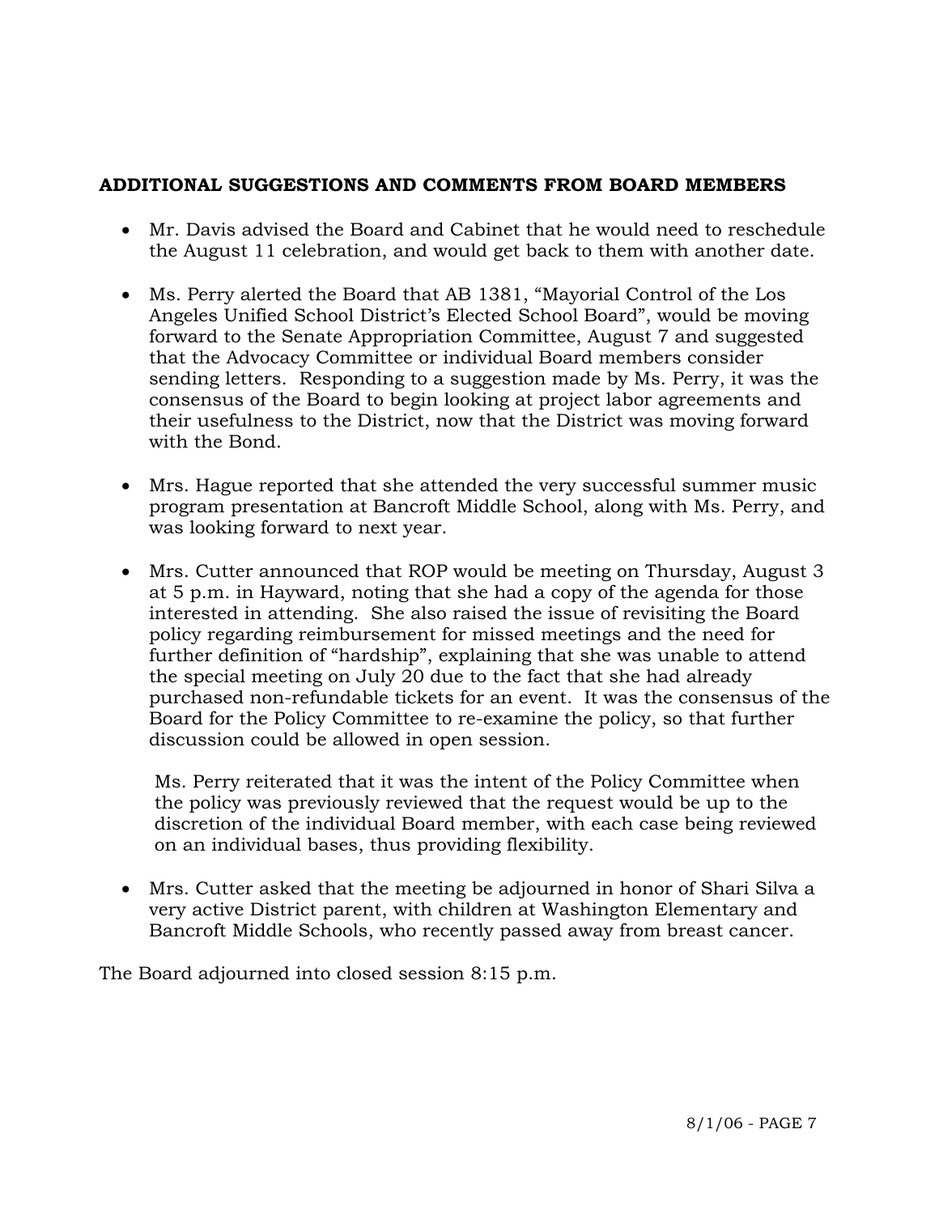**ADDITIONAL SUGGESTIONS AND COMMENTS FROM BOARD MEMBERS**

- Mr. Davis advised the Board and Cabinet that he would need to reschedule the August 11 celebration, and would get back to them with another date.

- Ms. Perry alerted the Board that AB 1381, "Mayorial Control of the Los Angeles Unified School District's Elected School Board", would be moving forward to the Senate Appropriation Committee, August 7 and suggested that the Advocacy Committee or individual Board members consider sending letters. Responding to a suggestion made by Ms. Perry, it was the consensus of the Board to begin looking at project labor agreements and their usefulness to the District, now that the District was moving forward with the Bond.

- Mrs. Hague reported that she attended the very successful summer music program presentation at Bancroft Middle School, along with Ms. Perry, and was looking forward to next year.

- Mrs. Cutter announced that ROP would be meeting on Thursday, August 3 at 5 p.m. in Hayward, noting that she had a copy of the agenda for those interested in attending. She also raised the issue of revisiting the Board policy regarding reimbursement for missed meetings and the need for further definition of "hardship", explaining that she was unable to attend the special meeting on July 20 due to the fact that she had already purchased non-refundable tickets for an event. It was the consensus of the Board for the Policy Committee to re-examine the policy, so that further discussion could be allowed in open session.

  Ms. Perry reiterated that it was the intent of the Policy Committee when the policy was previously reviewed that the request would be up to the discretion of the individual Board member, with each case being reviewed on an individual bases, thus providing flexibility.

- Mrs. Cutter asked that the meeting be adjourned in honor of Shari Silva a very active District parent, with children at Washington Elementary and Bancroft Middle Schools, who recently passed away from breast cancer.

The Board adjourned into closed session 8:15 p.m.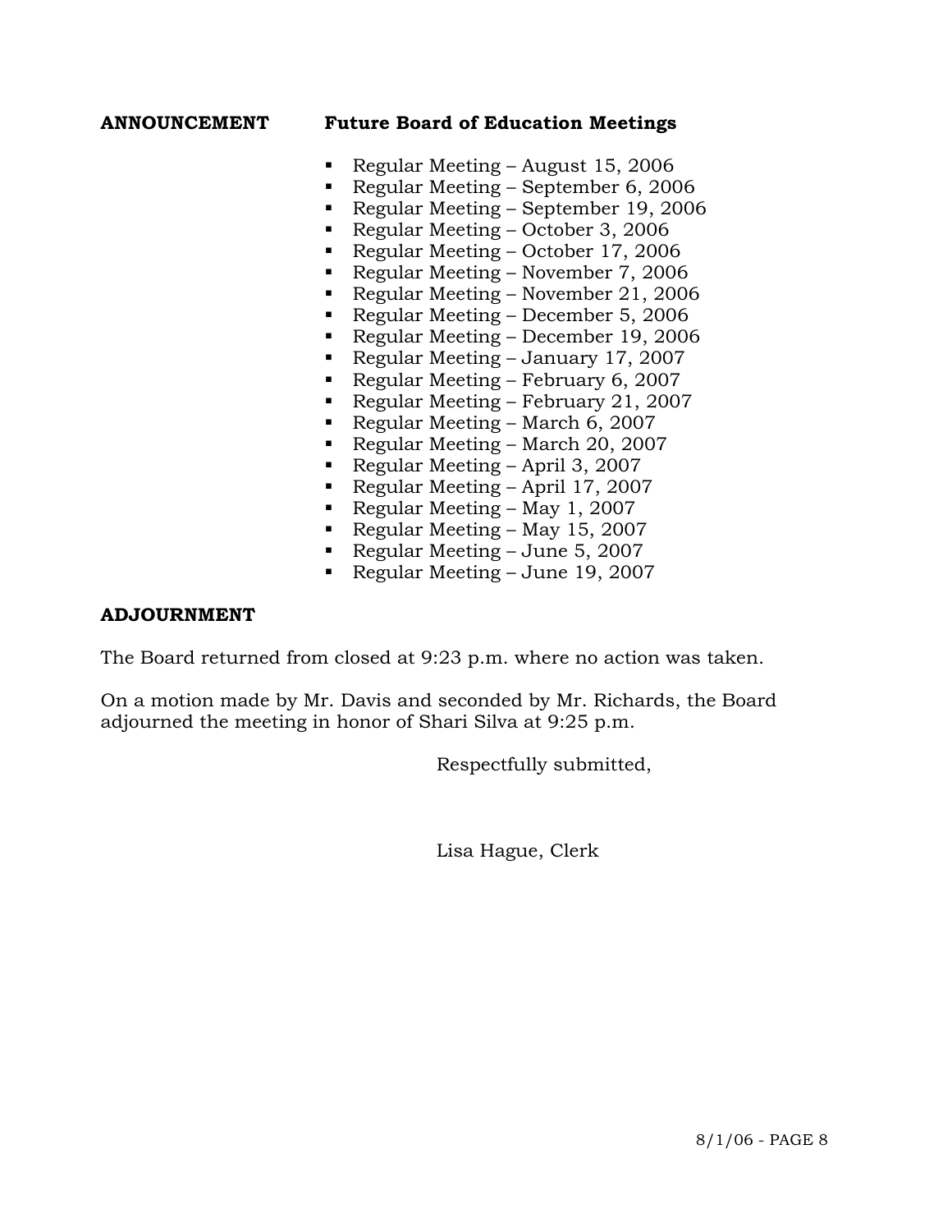**ANNOUNCEMENT** **Future Board of Education Meetings**

- Regular Meeting – August 15, 2006
- Regular Meeting – September 6, 2006
- Regular Meeting – September 19, 2006
- Regular Meeting – October 3, 2006
- Regular Meeting – October 17, 2006
- Regular Meeting – November 7, 2006
- Regular Meeting – November 21, 2006
- Regular Meeting – December 5, 2006
- Regular Meeting – December 19, 2006
- Regular Meeting – January 17, 2007
- Regular Meeting – February 6, 2007
- Regular Meeting – February 21, 2007
- Regular Meeting – March 6, 2007
- Regular Meeting – March 20, 2007
- Regular Meeting – April 3, 2007
- Regular Meeting – April 17, 2007
- Regular Meeting – May 1, 2007
- Regular Meeting – May 15, 2007
- Regular Meeting – June 5, 2007
- Regular Meeting – June 19, 2007

**ADJOURNMENT**

The Board returned from closed at 9:23 p.m. where no action was taken.

On a motion made by Mr. Davis and seconded by Mr. Richards, the Board adjourned the meeting in honor of Shari Silva at 9:25 p.m.

Respectfully submitted,

Lisa Hague, Clerk